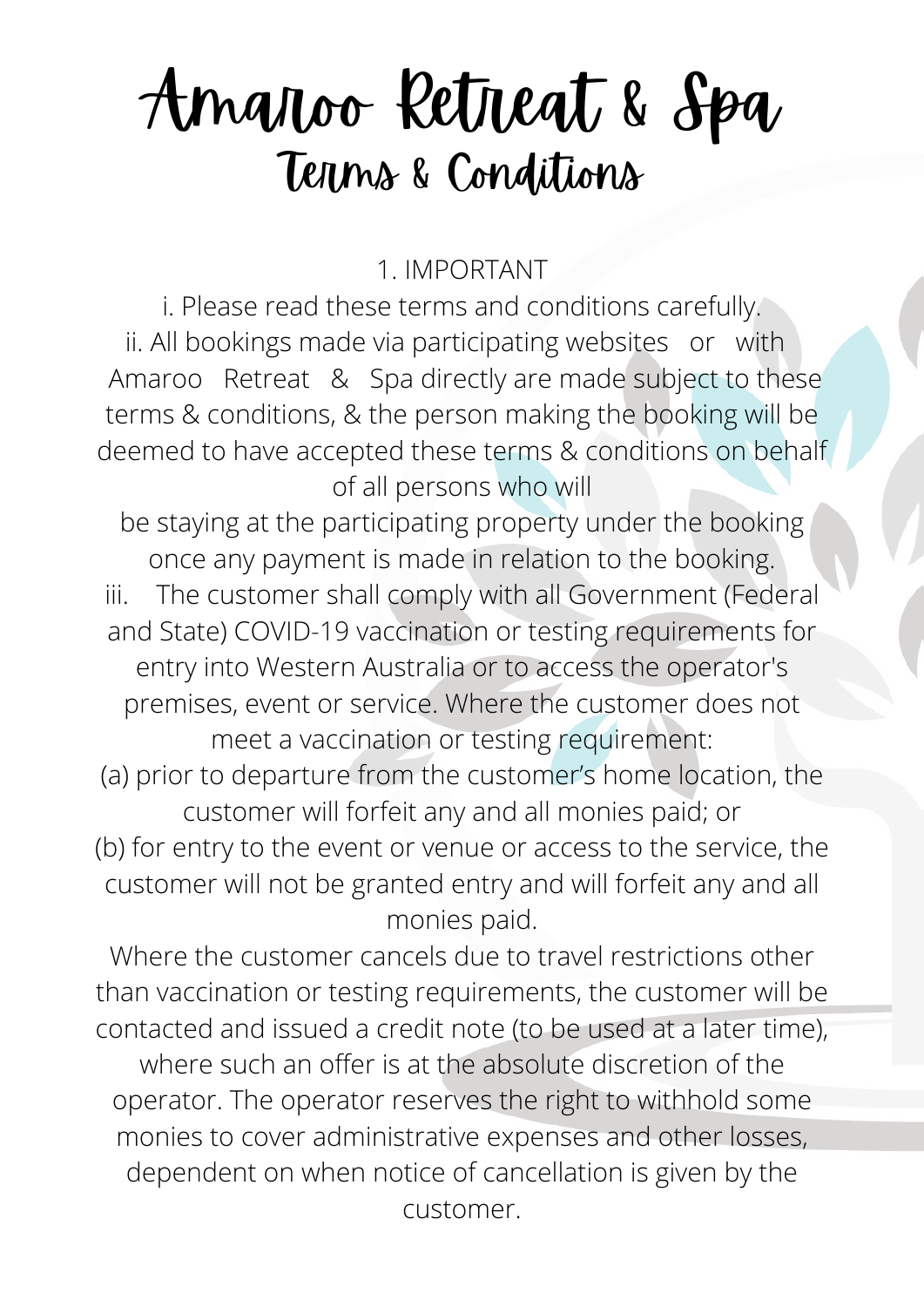# Amaroo Retreat & Spa

## Terms & Conditions

1. IMPORTANT

i. Please read these terms and conditions carefully.

ii. All bookings made via participating websites or with Amaroo Retreat & Spa directly are made subject to these terms & conditions, & the person making the booking will be deemed to have accepted these terms & conditions on behalf of all persons who will be staying at the participating property under the booking once any payment is made in relation to the booking.

iii. The customer shall comply with all Government (Federal and State) COVID-19 vaccination or testing requirements for entry into Western Australia or to access the operator's premises, event or service. Where the customer does not meet a vaccination or testing requirement:

(a) prior to departure from the customer's home location, the customer will forfeit any and all monies paid; or

(b) for entry to the event or venue or access to the service, the customer will not be granted entry and will forfeit any and all monies paid.

Where the customer cancels due to travel restrictions other than vaccination or testing requirements, the customer will be contacted and issued a credit note (to be used at a later time), where such an offer is at the absolute discretion of the operator. The operator reserves the right to withhold some monies to cover administrative expenses and other losses, dependent on when notice of cancellation is given by the customer.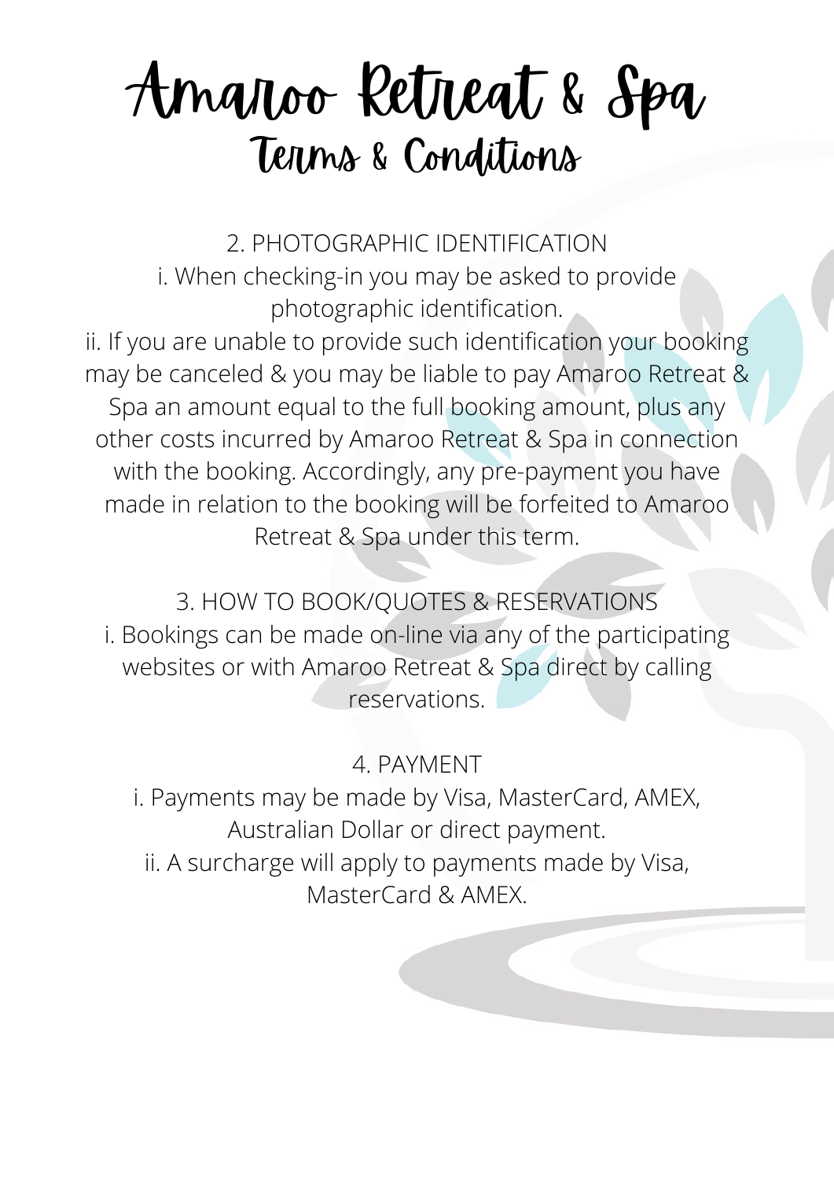# Amaroo Retreat & Spa

## Terms & Conditions

### 2. PHOTOGRAPHIC IDENTIFICATION

i. When checking-in you may be asked to provide photographic identification.

ii. If you are unable to provide such identification your booking may be canceled & you may be liable to pay Amaroo Retreat & Spa an amount equal to the full booking amount, plus any other costs incurred by Amaroo Retreat & Spa in connection with the booking. Accordingly, any pre-payment you have made in relation to the booking will be forfeited to Amaroo Retreat & Spa under this term.

### 3. HOW TO BOOK/QUOTES & RESERVATIONS

i. Bookings can be made on-line via any of the participating websites or with Amaroo Retreat & Spa direct by calling reservations.

### 4. PAYMENT

i. Payments may be made by Visa, MasterCard, AMEX, Australian Dollar or direct payment.

ii. A surcharge will apply to payments made by Visa, MasterCard & AMEX.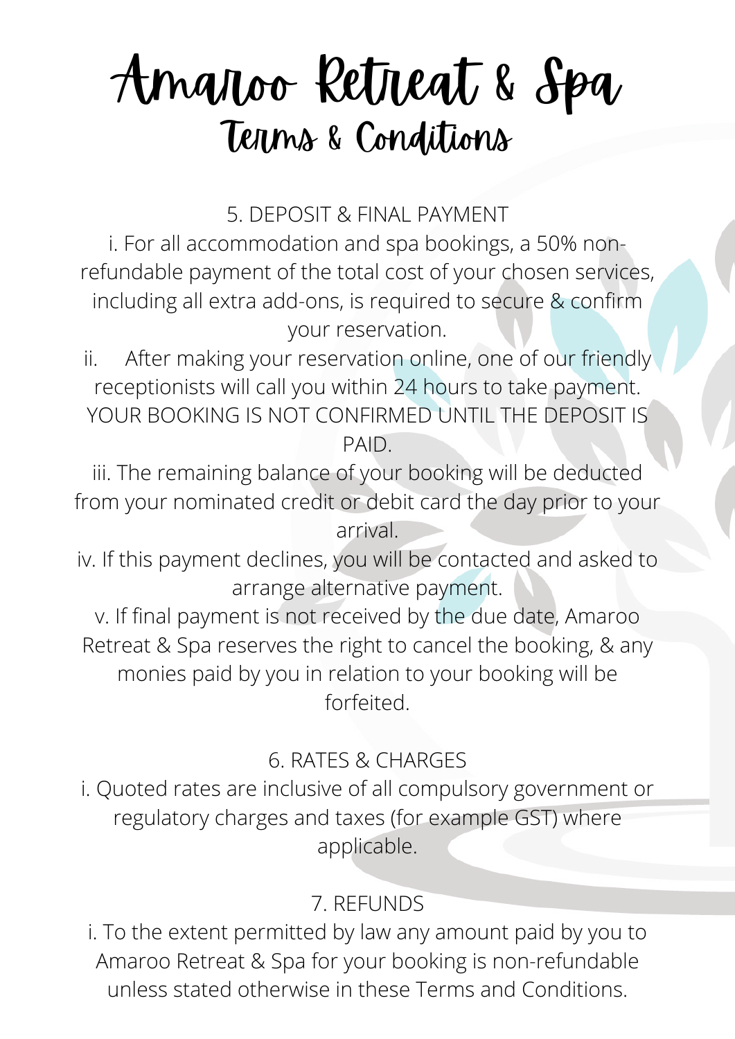# Amaroo Retreat & Spa

## Terms & Conditions

### 5. DEPOSIT & FINAL PAYMENT

i. For all accommodation and spa bookings, a 50% non-refundable payment of the total cost of your chosen services, including all extra add-ons, is required to secure & confirm your reservation.

ii. After making your reservation online, one of our friendly receptionists will call you within 24 hours to take payment. YOUR BOOKING IS NOT CONFIRMED UNTIL THE DEPOSIT IS PAID.

iii. The remaining balance of your booking will be deducted from your nominated credit or debit card the day prior to your arrival.

iv. If this payment declines, you will be contacted and asked to arrange alternative payment.

v. If final payment is not received by the due date, Amaroo Retreat & Spa reserves the right to cancel the booking, & any monies paid by you in relation to your booking will be forfeited.

### 6. RATES & CHARGES

i. Quoted rates are inclusive of all compulsory government or regulatory charges and taxes (for example GST) where applicable.

### 7. REFUNDS

i. To the extent permitted by law any amount paid by you to Amaroo Retreat & Spa for your booking is non-refundable unless stated otherwise in these Terms and Conditions.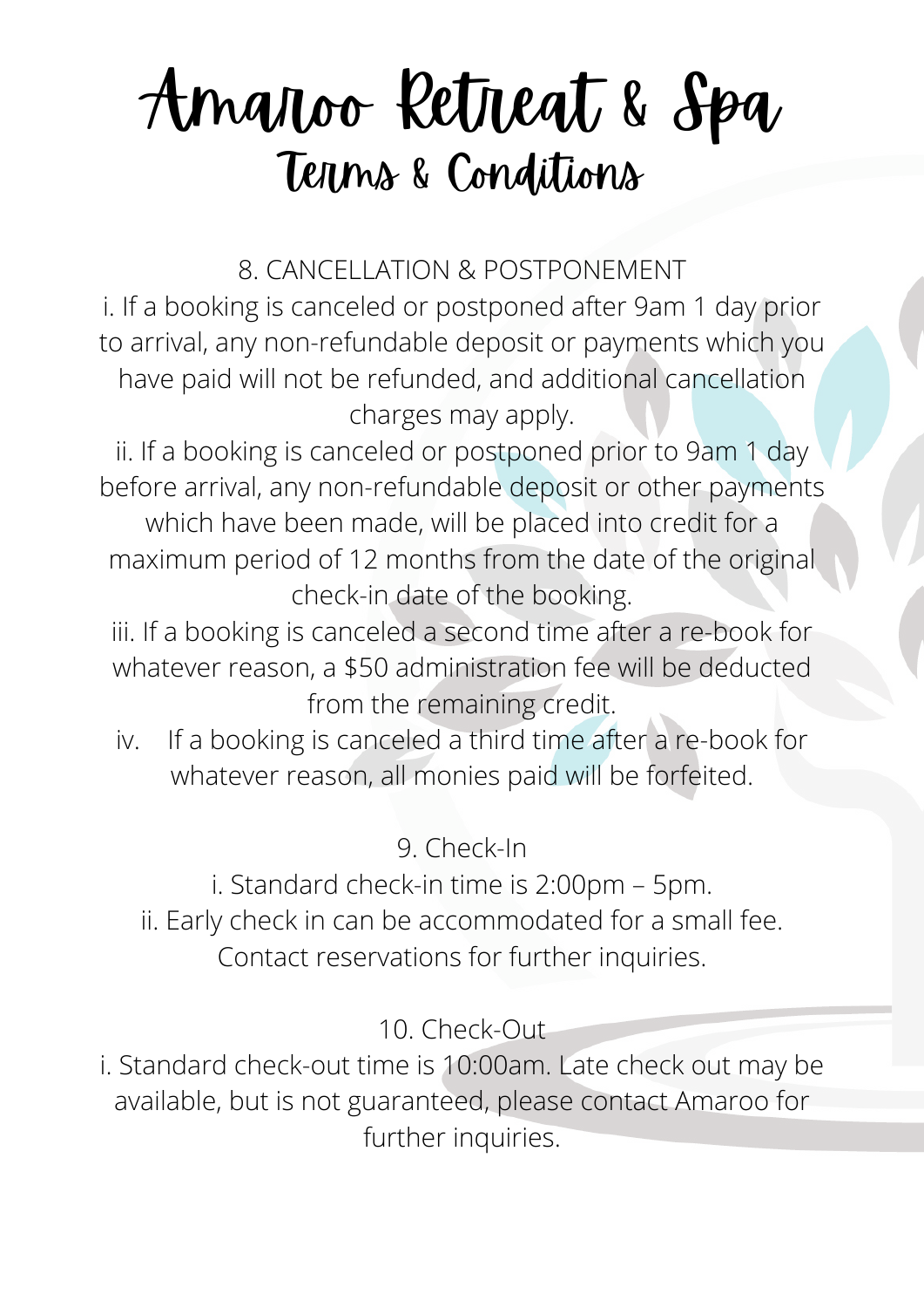# Amaroo Retreat & Spa

## Terms & Conditions

### 8. CANCELLATION & POSTPONEMENT

i. If a booking is canceled or postponed after 9am 1 day prior to arrival, any non-refundable deposit or payments which you have paid will not be refunded, and additional cancellation charges may apply.

ii. If a booking is canceled or postponed prior to 9am 1 day before arrival, any non-refundable deposit or other payments which have been made, will be placed into credit for a maximum period of 12 months from the date of the original check-in date of the booking.

iii. If a booking is canceled a second time after a re-book for whatever reason, a $50 administration fee will be deducted from the remaining credit.

iv. If a booking is canceled a third time after a re-book for whatever reason, all monies paid will be forfeited.

### 9. Check-In

i. Standard check-in time is 2:00pm – 5pm.

ii. Early check in can be accommodated for a small fee. Contact reservations for further inquiries.

### 10. Check-Out

i. Standard check-out time is 10:00am. Late check out may be available, but is not guaranteed, please contact Amaroo for further inquiries.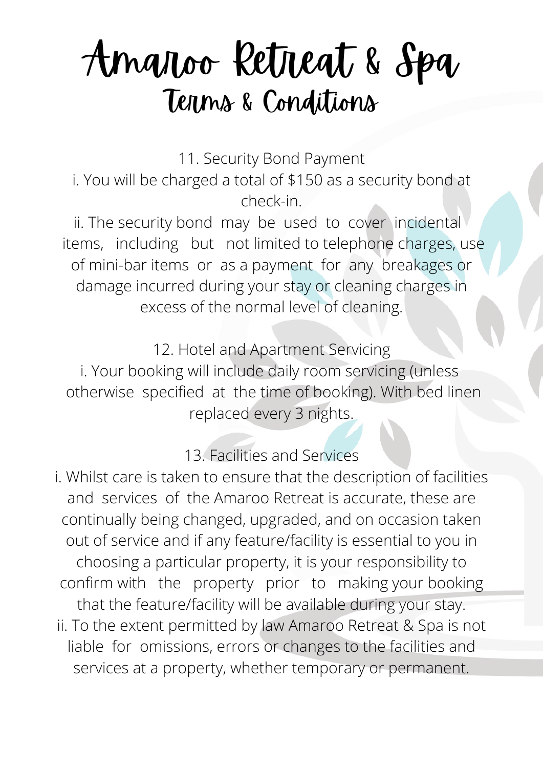# Amaroo Retreat & Spa

## Terms & Conditions

### 11. Security Bond Payment

i. You will be charged a total of $150 as a security bond at check-in.

ii. The security bond may be used to cover incidental items, including but not limited to telephone charges, use of mini-bar items or as a payment for any breakages or damage incurred during your stay or cleaning charges in excess of the normal level of cleaning.

### 12. Hotel and Apartment Servicing

i. Your booking will include daily room servicing (unless otherwise specified at the time of booking). With bed linen replaced every 3 nights.

### 13. Facilities and Services

i. Whilst care is taken to ensure that the description of facilities and services of the Amaroo Retreat is accurate, these are continually being changed, upgraded, and on occasion taken out of service and if any feature/facility is essential to you in choosing a particular property, it is your responsibility to confirm with the property prior to making your booking that the feature/facility will be available during your stay.

ii. To the extent permitted by law Amaroo Retreat & Spa is not liable for omissions, errors or changes to the facilities and services at a property, whether temporary or permanent.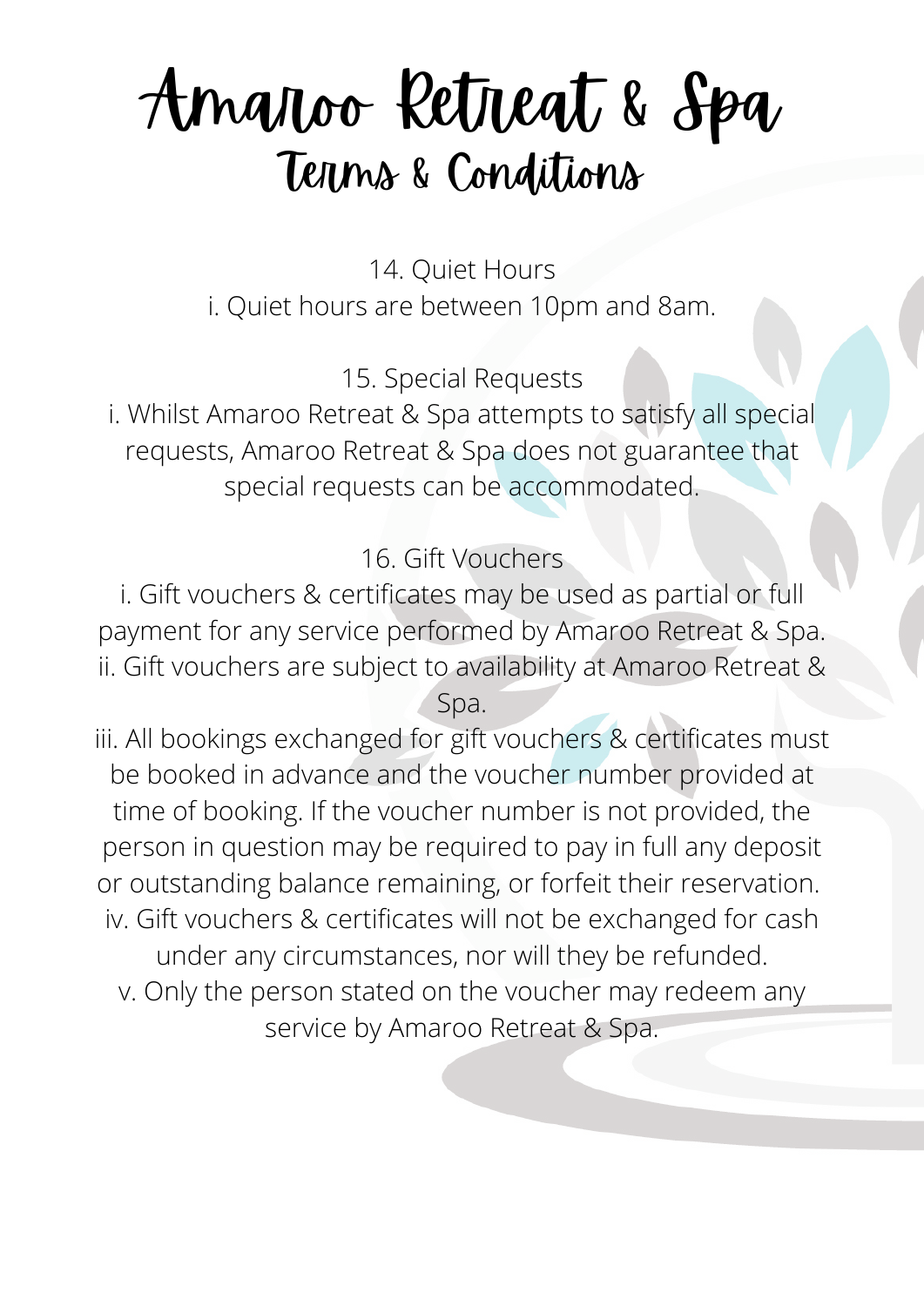# Amaroo Retreat & Spa

## Terms & Conditions

14. Quiet Hours

i. Quiet hours are between 10pm and 8am.

15. Special Requests

i. Whilst Amaroo Retreat & Spa attempts to satisfy all special requests, Amaroo Retreat & Spa does not guarantee that special requests can be accommodated.

16. Gift Vouchers

i. Gift vouchers & certificates may be used as partial or full payment for any service performed by Amaroo Retreat & Spa.
ii. Gift vouchers are subject to availability at Amaroo Retreat & Spa.
iii. All bookings exchanged for gift vouchers & certificates must be booked in advance and the voucher number provided at time of booking. If the voucher number is not provided, the person in question may be required to pay in full any deposit or outstanding balance remaining, or forfeit their reservation.
iv. Gift vouchers & certificates will not be exchanged for cash under any circumstances, nor will they be refunded.
v. Only the person stated on the voucher may redeem any service by Amaroo Retreat & Spa.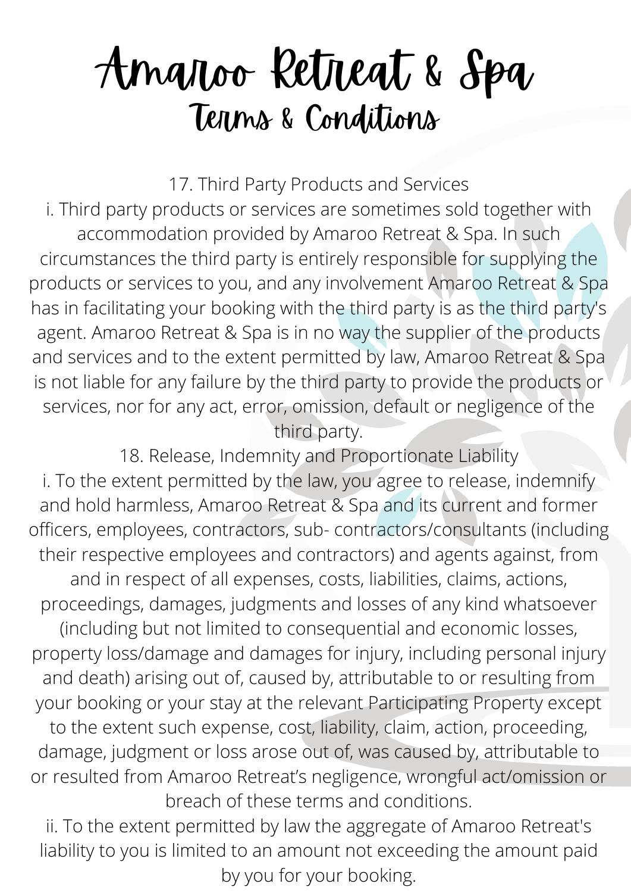# Amaroo Retreat & Spa
## Terms & Conditions

17. Third Party Products and Services

i. Third party products or services are sometimes sold together with accommodation provided by Amaroo Retreat & Spa. In such circumstances the third party is entirely responsible for supplying the products or services to you, and any involvement Amaroo Retreat & Spa has in facilitating your booking with the third party is as the third party's agent. Amaroo Retreat & Spa is in no way the supplier of the products and services and to the extent permitted by law, Amaroo Retreat & Spa is not liable for any failure by the third party to provide the products or services, nor for any act, error, omission, default or negligence of the third party.

18. Release, Indemnity and Proportionate Liability

i. To the extent permitted by the law, you agree to release, indemnify and hold harmless, Amaroo Retreat & Spa and its current and former officers, employees, contractors, sub- contractors/consultants (including their respective employees and contractors) and agents against, from and in respect of all expenses, costs, liabilities, claims, actions, proceedings, damages, judgments and losses of any kind whatsoever (including but not limited to consequential and economic losses, property loss/damage and damages for injury, including personal injury and death) arising out of, caused by, attributable to or resulting from your booking or your stay at the relevant Participating Property except to the extent such expense, cost, liability, claim, action, proceeding, damage, judgment or loss arose out of, was caused by, attributable to or resulted from Amaroo Retreat's negligence, wrongful act/omission or breach of these terms and conditions.

ii. To the extent permitted by law the aggregate of Amaroo Retreat's liability to you is limited to an amount not exceeding the amount paid by you for your booking.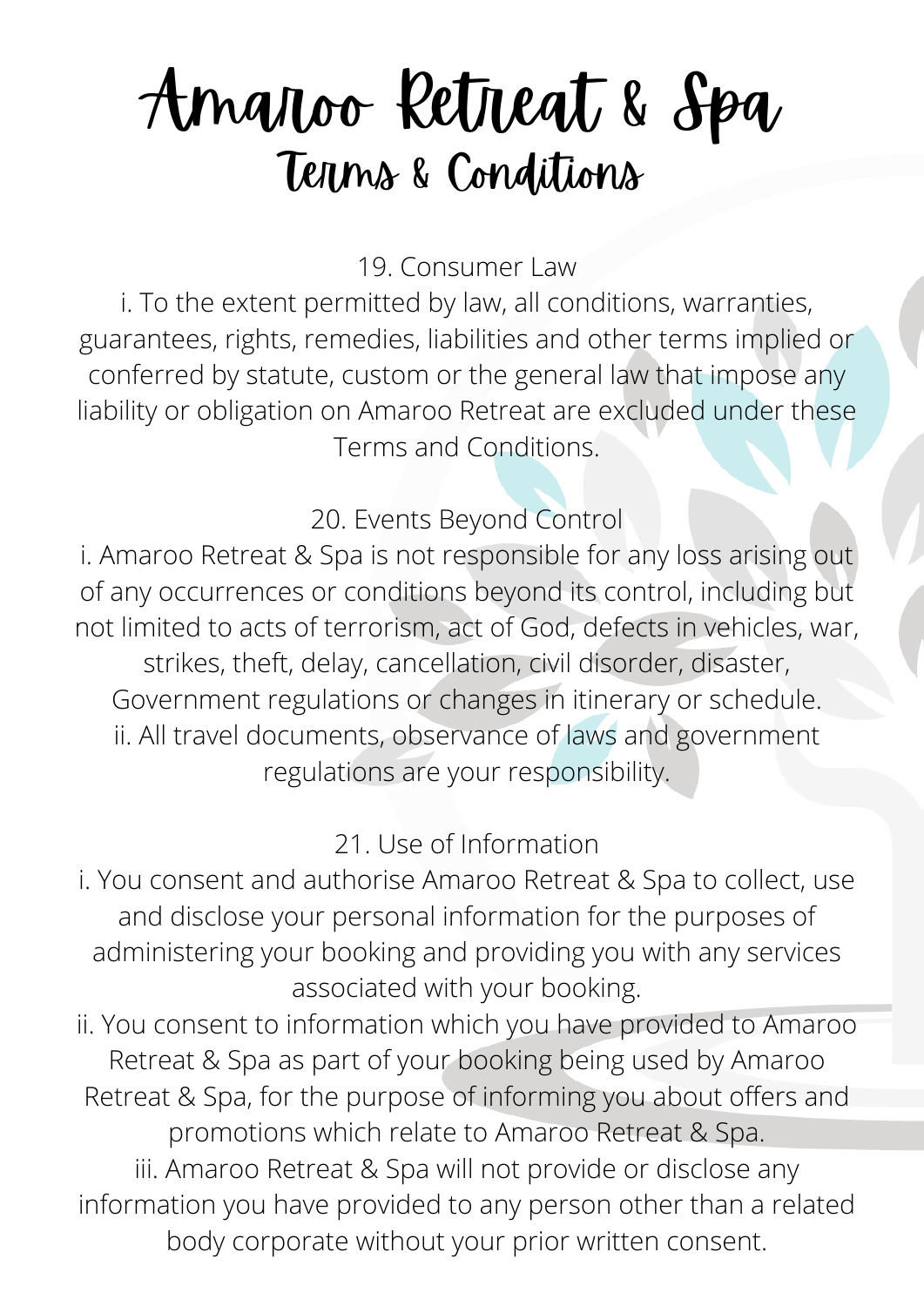# Amaroo Retreat & Spa

## Terms & Conditions

### 19. Consumer Law

i. To the extent permitted by law, all conditions, warranties, guarantees, rights, remedies, liabilities and other terms implied or conferred by statute, custom or the general law that impose any liability or obligation on Amaroo Retreat are excluded under these Terms and Conditions.

### 20. Events Beyond Control

i. Amaroo Retreat & Spa is not responsible for any loss arising out of any occurrences or conditions beyond its control, including but not limited to acts of terrorism, act of God, defects in vehicles, war, strikes, theft, delay, cancellation, civil disorder, disaster, Government regulations or changes in itinerary or schedule.

ii. All travel documents, observance of laws and government regulations are your responsibility.

### 21. Use of Information

i. You consent and authorise Amaroo Retreat & Spa to collect, use and disclose your personal information for the purposes of administering your booking and providing you with any services associated with your booking.

ii. You consent to information which you have provided to Amaroo Retreat & Spa as part of your booking being used by Amaroo Retreat & Spa, for the purpose of informing you about offers and promotions which relate to Amaroo Retreat & Spa.

iii. Amaroo Retreat & Spa will not provide or disclose any information you have provided to any person other than a related body corporate without your prior written consent.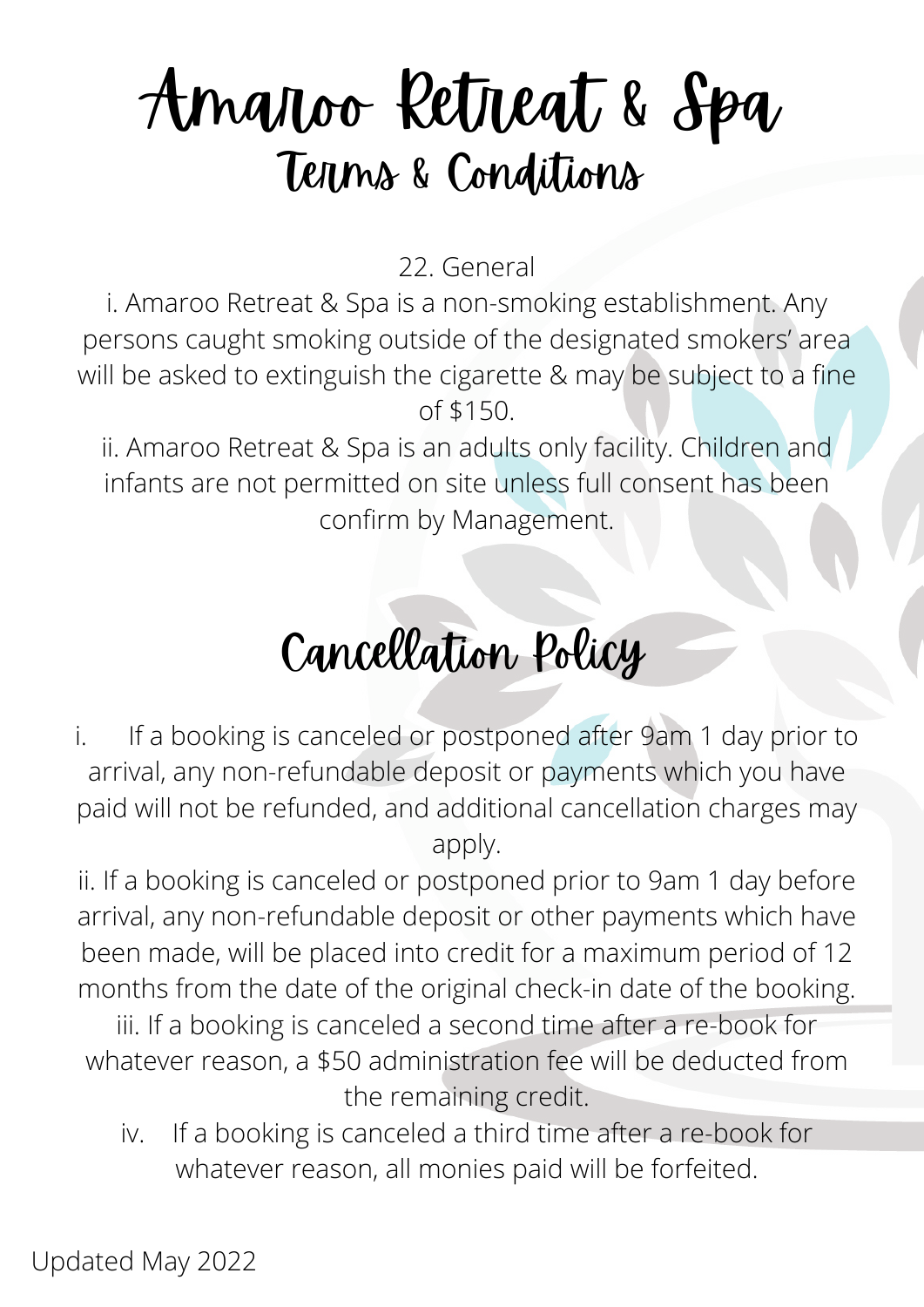# Amaroo Retreat & Spa

## Terms & Conditions

22. General

i. Amaroo Retreat & Spa is a non-smoking establishment. Any persons caught smoking outside of the designated smokers' area will be asked to extinguish the cigarette & may be subject to a fine of $150.

ii. Amaroo Retreat & Spa is an adults only facility. Children and infants are not permitted on site unless full consent has been confirm by Management.

## Cancellation Policy

i. If a booking is canceled or postponed after 9am 1 day prior to arrival, any non-refundable deposit or payments which you have paid will not be refunded, and additional cancellation charges may apply.

ii. If a booking is canceled or postponed prior to 9am 1 day before arrival, any non-refundable deposit or other payments which have been made, will be placed into credit for a maximum period of 12 months from the date of the original check-in date of the booking.

iii. If a booking is canceled a second time after a re-book for whatever reason, a $50 administration fee will be deducted from the remaining credit.

iv. If a booking is canceled a third time after a re-book for whatever reason, all monies paid will be forfeited.

Updated May 2022